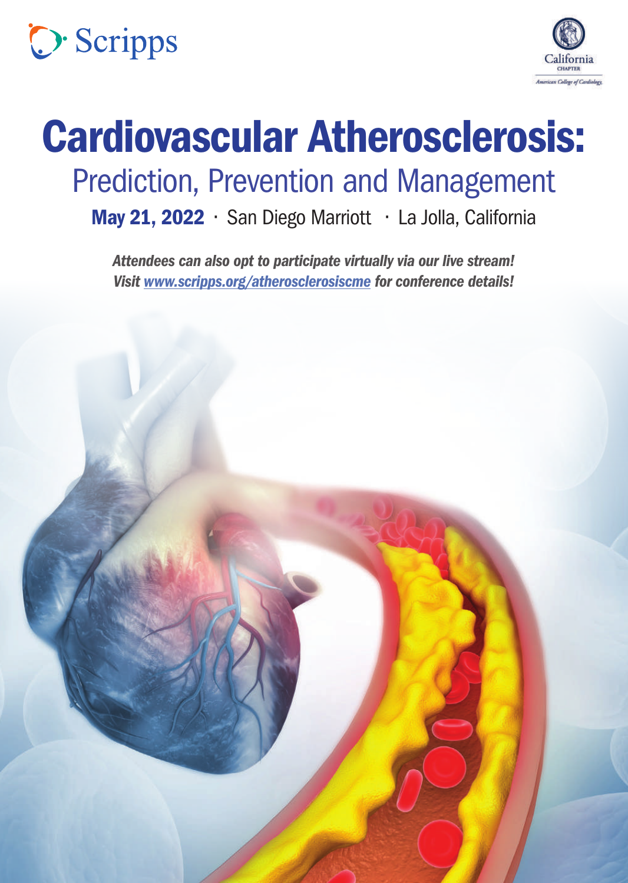Scripps

California CHAPTER
American College of Cardiology

# Cardiovascular Atherosclerosis:

## Prediction, Prevention and Management

**May 21, 2022** · San Diego Marriott · La Jolla, California

***Attendees can also opt to participate virtually via our live stream!***
***Visit [www.scripps.org/atherosclerosiscme](http://www.scripps.org/atherosclerosiscme) for conference details!***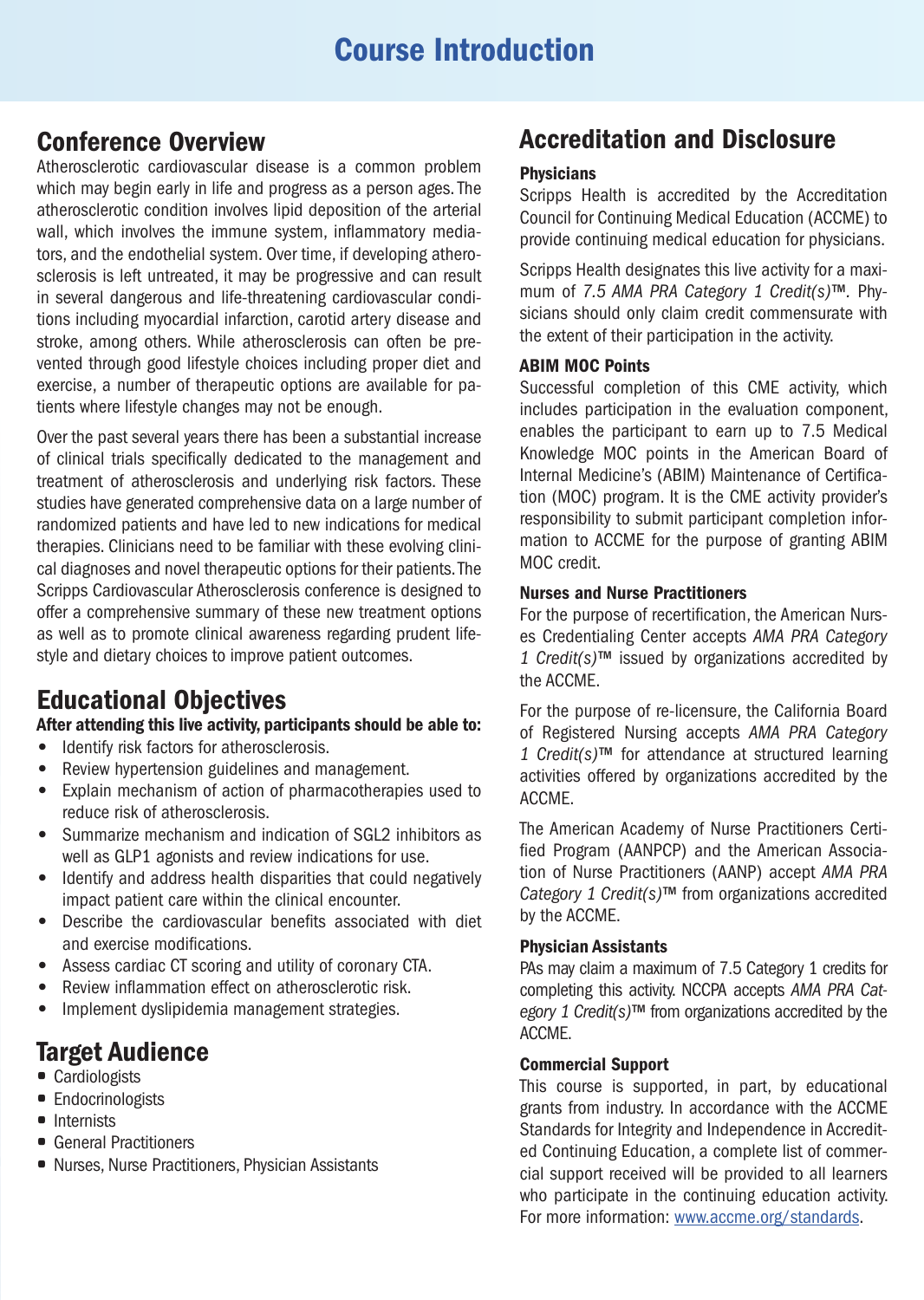# Course Introduction

## Conference Overview

Atherosclerotic cardiovascular disease is a common problem which may begin early in life and progress as a person ages. The atherosclerotic condition involves lipid deposition of the arterial wall, which involves the immune system, inflammatory mediators, and the endothelial system. Over time, if developing atherosclerosis is left untreated, it may be progressive and can result in several dangerous and life-threatening cardiovascular conditions including myocardial infarction, carotid artery disease and stroke, among others. While atherosclerosis can often be prevented through good lifestyle choices including proper diet and exercise, a number of therapeutic options are available for patients where lifestyle changes may not be enough.

Over the past several years there has been a substantial increase of clinical trials specifically dedicated to the management and treatment of atherosclerosis and underlying risk factors. These studies have generated comprehensive data on a large number of randomized patients and have led to new indications for medical therapies. Clinicians need to be familiar with these evolving clinical diagnoses and novel therapeutic options for their patients. The Scripps Cardiovascular Atherosclerosis conference is designed to offer a comprehensive summary of these new treatment options as well as to promote clinical awareness regarding prudent lifestyle and dietary choices to improve patient outcomes.

## Educational Objectives

**After attending this live activity, participants should be able to:**

- Identify risk factors for atherosclerosis.
- Review hypertension guidelines and management.
- Explain mechanism of action of pharmacotherapies used to reduce risk of atherosclerosis.
- Summarize mechanism and indication of SGL2 inhibitors as well as GLP1 agonists and review indications for use.
- Identify and address health disparities that could negatively impact patient care within the clinical encounter.
- Describe the cardiovascular benefits associated with diet and exercise modifications.
- Assess cardiac CT scoring and utility of coronary CTA.
- Review inflammation effect on atherosclerotic risk.
- Implement dyslipidemia management strategies.

## Target Audience

- Cardiologists
- Endocrinologists
- Internists
- General Practitioners
- Nurses, Nurse Practitioners, Physician Assistants

## Accreditation and Disclosure

### Physicians

Scripps Health is accredited by the Accreditation Council for Continuing Medical Education (ACCME) to provide continuing medical education for physicians.

Scripps Health designates this live activity for a maximum of *7.5 AMA PRA Category 1 Credit(s)™*. Physicians should only claim credit commensurate with the extent of their participation in the activity.

### ABIM MOC Points

Successful completion of this CME activity, which includes participation in the evaluation component, enables the participant to earn up to 7.5 Medical Knowledge MOC points in the American Board of Internal Medicine's (ABIM) Maintenance of Certification (MOC) program. It is the CME activity provider's responsibility to submit participant completion information to ACCME for the purpose of granting ABIM MOC credit.

### Nurses and Nurse Practitioners

For the purpose of recertification, the American Nurses Credentialing Center accepts *AMA PRA Category 1 Credit(s)™* issued by organizations accredited by the ACCME.

For the purpose of re-licensure, the California Board of Registered Nursing accepts *AMA PRA Category 1 Credit(s)™* for attendance at structured learning activities offered by organizations accredited by the ACCME.

The American Academy of Nurse Practitioners Certified Program (AANPCP) and the American Association of Nurse Practitioners (AANP) accept *AMA PRA Category 1 Credit(s)™* from organizations accredited by the ACCME.

### Physician Assistants

PAs may claim a maximum of 7.5 Category 1 credits for completing this activity. NCCPA accepts *AMA PRA Category 1 Credit(s)™* from organizations accredited by the ACCME.

### Commercial Support

This course is supported, in part, by educational grants from industry. In accordance with the ACCME Standards for Integrity and Independence in Accredited Continuing Education, a complete list of commercial support received will be provided to all learners who participate in the continuing education activity. For more information: www.accme.org/standards.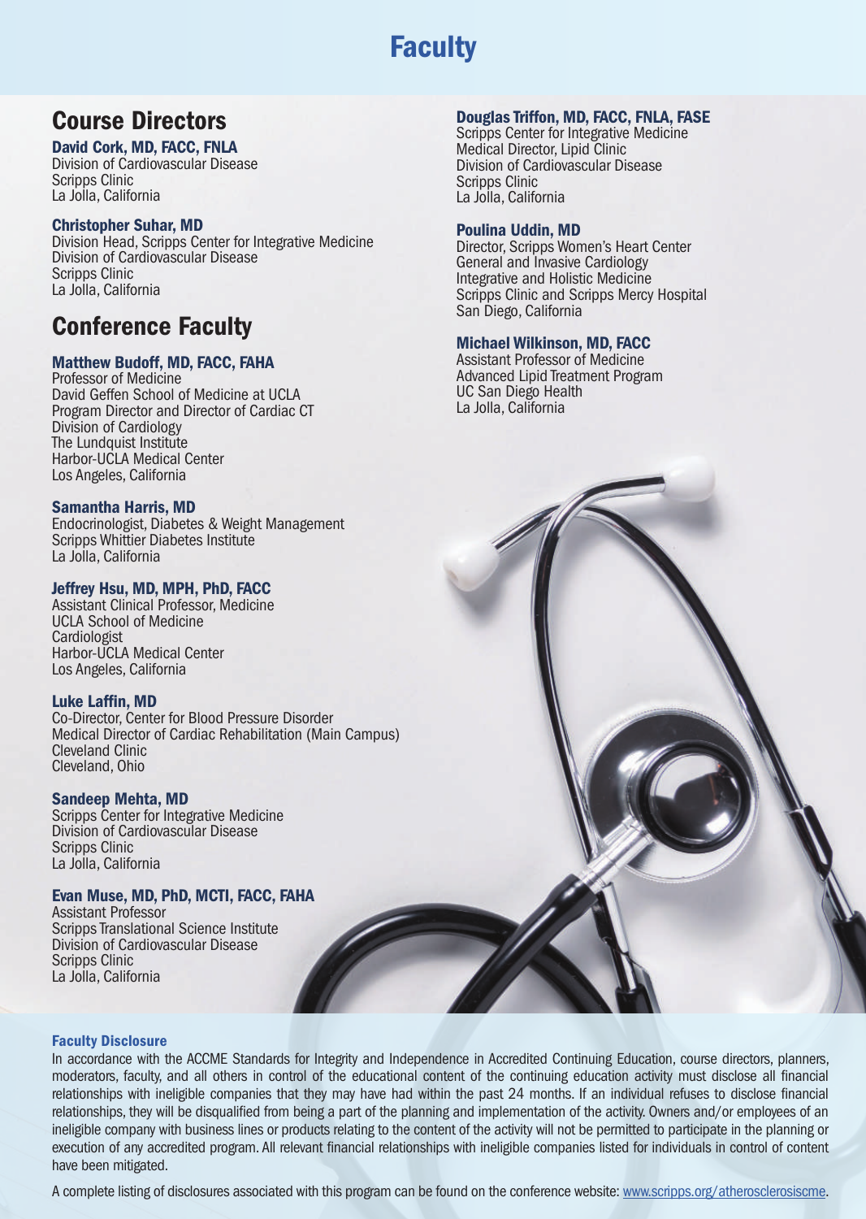# Faculty

## Course Directors

**David Cork, MD, FACC, FNLA**
Division of Cardiovascular Disease
Scripps Clinic
La Jolla, California

**Christopher Suhar, MD**
Division Head, Scripps Center for Integrative Medicine
Division of Cardiovascular Disease
Scripps Clinic
La Jolla, California

## Conference Faculty

**Matthew Budoff, MD, FACC, FAHA**
Professor of Medicine
David Geffen School of Medicine at UCLA
Program Director and Director of Cardiac CT
Division of Cardiology
The Lundquist Institute
Harbor-UCLA Medical Center
Los Angeles, California

**Samantha Harris, MD**
Endocrinologist, Diabetes & Weight Management
Scripps Whittier Diabetes Institute
La Jolla, California

**Jeffrey Hsu, MD, MPH, PhD, FACC**
Assistant Clinical Professor, Medicine
UCLA School of Medicine
Cardiologist
Harbor-UCLA Medical Center
Los Angeles, California

**Luke Laffin, MD**
Co-Director, Center for Blood Pressure Disorder
Medical Director of Cardiac Rehabilitation (Main Campus)
Cleveland Clinic
Cleveland, Ohio

**Sandeep Mehta, MD**
Scripps Center for Integrative Medicine
Division of Cardiovascular Disease
Scripps Clinic
La Jolla, California

**Evan Muse, MD, PhD, MCTI, FACC, FAHA**
Assistant Professor
Scripps Translational Science Institute
Division of Cardiovascular Disease
Scripps Clinic
La Jolla, California

**Douglas Triffon, MD, FACC, FNLA, FASE**
Scripps Center for Integrative Medicine
Medical Director, Lipid Clinic
Division of Cardiovascular Disease
Scripps Clinic
La Jolla, California

**Poulina Uddin, MD**
Director, Scripps Women's Heart Center
General and Invasive Cardiology
Integrative and Holistic Medicine
Scripps Clinic and Scripps Mercy Hospital
San Diego, California

**Michael Wilkinson, MD, FACC**
Assistant Professor of Medicine
Advanced Lipid Treatment Program
UC San Diego Health
La Jolla, California

### Faculty Disclosure

In accordance with the ACCME Standards for Integrity and Independence in Accredited Continuing Education, course directors, planners, moderators, faculty, and all others in control of the educational content of the continuing education activity must disclose all financial relationships with ineligible companies that they may have had within the past 24 months. If an individual refuses to disclose financial relationships, they will be disqualified from being a part of the planning and implementation of the activity. Owners and/or employees of an ineligible company with business lines or products relating to the content of the activity will not be permitted to participate in the planning or execution of any accredited program. All relevant financial relationships with ineligible companies listed for individuals in control of content have been mitigated.

A complete listing of disclosures associated with this program can be found on the conference website: www.scripps.org/atherosclerosiscme.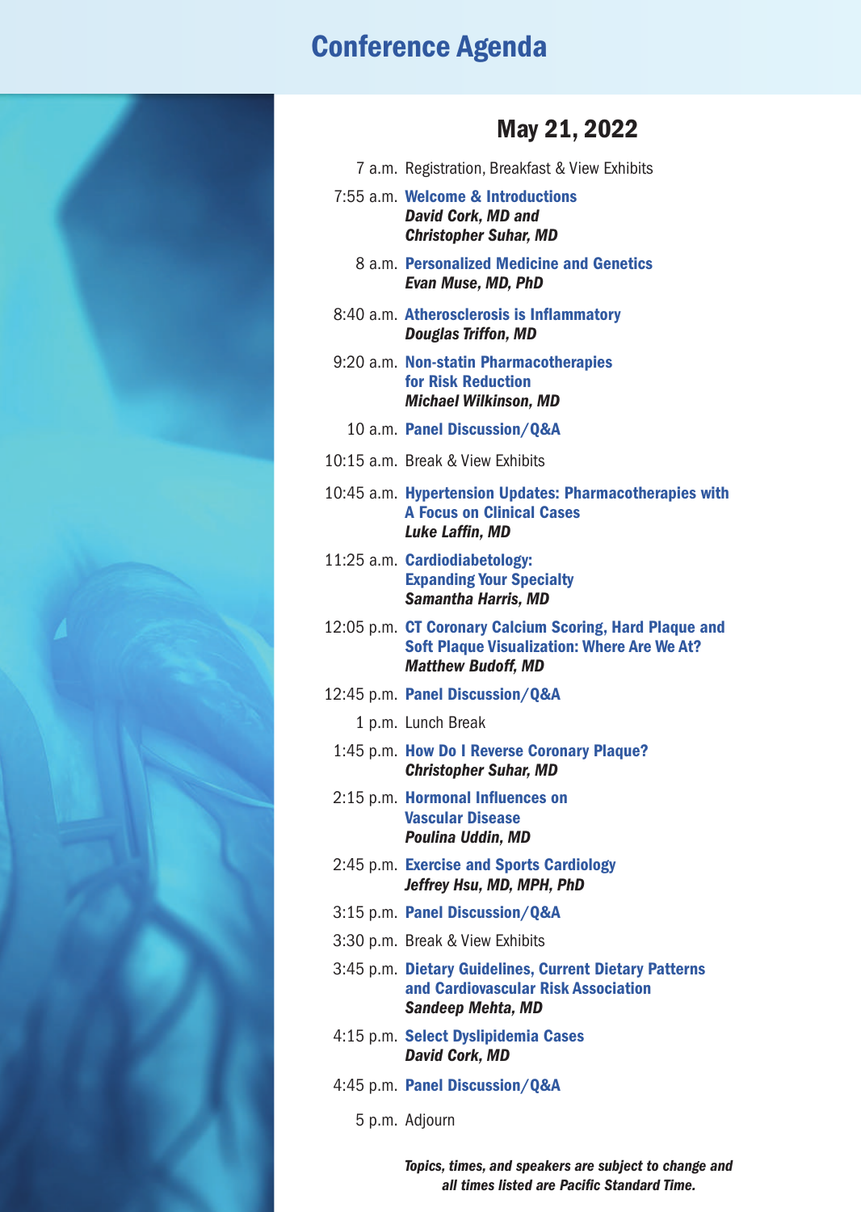# Conference Agenda

## May 21, 2022

7 a.m. Registration, Breakfast & View Exhibits

7:55 a.m. **Welcome & Introductions**
***David Cork, MD and***
***Christopher Suhar, MD***

8 a.m. **Personalized Medicine and Genetics**
***Evan Muse, MD, PhD***

8:40 a.m. **Atherosclerosis is Inflammatory**
***Douglas Triffon, MD***

9:20 a.m. **Non-statin Pharmacotherapies for Risk Reduction**
***Michael Wilkinson, MD***

10 a.m. **Panel Discussion/Q&A**

10:15 a.m. Break & View Exhibits

10:45 a.m. **Hypertension Updates: Pharmacotherapies with A Focus on Clinical Cases**
***Luke Laffin, MD***

11:25 a.m. **Cardiodiabetology: Expanding Your Specialty**
***Samantha Harris, MD***

12:05 p.m. **CT Coronary Calcium Scoring, Hard Plaque and Soft Plaque Visualization: Where Are We At?**
***Matthew Budoff, MD***

12:45 p.m. **Panel Discussion/Q&A**

1 p.m. Lunch Break

1:45 p.m. **How Do I Reverse Coronary Plaque?**
***Christopher Suhar, MD***

2:15 p.m. **Hormonal Influences on Vascular Disease**
***Poulina Uddin, MD***

2:45 p.m. **Exercise and Sports Cardiology**
***Jeffrey Hsu, MD, MPH, PhD***

3:15 p.m. **Panel Discussion/Q&A**

3:30 p.m. Break & View Exhibits

3:45 p.m. **Dietary Guidelines, Current Dietary Patterns and Cardiovascular Risk Association**
***Sandeep Mehta, MD***

4:15 p.m. **Select Dyslipidemia Cases**
***David Cork, MD***

4:45 p.m. **Panel Discussion/Q&A**

5 p.m. Adjourn

***Topics, times, and speakers are subject to change and all times listed are Pacific Standard Time.***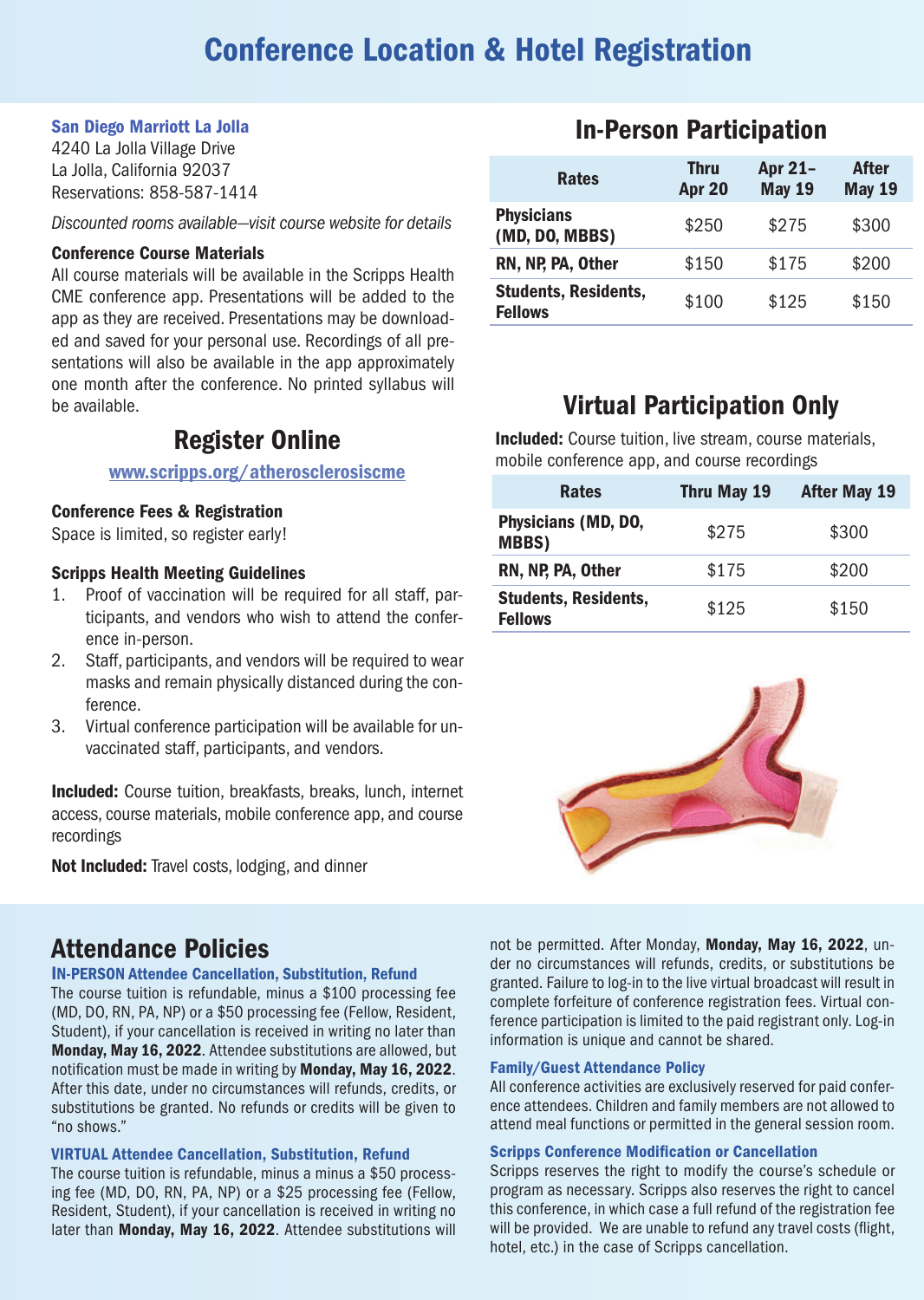# Conference Location & Hotel Registration

**San Diego Marriott La Jolla**
4240 La Jolla Village Drive
La Jolla, California 92037
Reservations: 858-587-1414

*Discounted rooms available—visit course website for details*

### Conference Course Materials

All course materials will be available in the Scripps Health CME conference app. Presentations will be added to the app as they are received. Presentations may be downloaded and saved for your personal use. Recordings of all presentations will also be available in the app approximately one month after the conference. No printed syllabus will be available.

## Register Online

www.scripps.org/atherosclerosiscme

### Conference Fees & Registration

Space is limited, so register early!

### Scripps Health Meeting Guidelines

1. Proof of vaccination will be required for all staff, participants, and vendors who wish to attend the conference in-person.
2. Staff, participants, and vendors will be required to wear masks and remain physically distanced during the conference.
3. Virtual conference participation will be available for unvaccinated staff, participants, and vendors.

**Included:** Course tuition, breakfasts, breaks, lunch, internet access, course materials, mobile conference app, and course recordings

**Not Included:** Travel costs, lodging, and dinner

## In-Person Participation

| Rates | Thru Apr 20 | Apr 21–May 19 | After May 19 |
|---|---|---|---|
| **Physicians (MD, DO, MBBS)** | $250 | $275 | $300 |
| **RN, NP, PA, Other** | $150 | $175 | $200 |
| **Students, Residents, Fellows** | $100 | $125 | $150 |

## Virtual Participation Only

**Included:** Course tuition, live stream, course materials, mobile conference app, and course recordings

| Rates | Thru May 19 | After May 19 |
|---|---|---|
| **Physicians (MD, DO, MBBS)** | $275 | $300 |
| **RN, NP, PA, Other** | $175 | $200 |
| **Students, Residents, Fellows** | $125 | $150 |

## Attendance Policies

### IN-PERSON Attendee Cancellation, Substitution, Refund

The course tuition is refundable, minus a $100 processing fee (MD, DO, RN, PA, NP) or a $50 processing fee (Fellow, Resident, Student), if your cancellation is received in writing no later than **Monday, May 16, 2022**. Attendee substitutions are allowed, but notification must be made in writing by **Monday, May 16, 2022**. After this date, under no circumstances will refunds, credits, or substitutions be granted. No refunds or credits will be given to "no shows."

### VIRTUAL Attendee Cancellation, Substitution, Refund

The course tuition is refundable, minus a minus a $50 processing fee (MD, DO, RN, PA, NP) or a $25 processing fee (Fellow, Resident, Student), if your cancellation is received in writing no later than **Monday, May 16, 2022**. Attendee substitutions will not be permitted. After Monday, **Monday, May 16, 2022**, under no circumstances will refunds, credits, or substitutions be granted. Failure to log-in to the live virtual broadcast will result in complete forfeiture of conference registration fees. Virtual conference participation is limited to the paid registrant only. Log-in information is unique and cannot be shared.

### Family/Guest Attendance Policy

All conference activities are exclusively reserved for paid conference attendees. Children and family members are not allowed to attend meal functions or permitted in the general session room.

### Scripps Conference Modification or Cancellation

Scripps reserves the right to modify the course's schedule or program as necessary. Scripps also reserves the right to cancel this conference, in which case a full refund of the registration fee will be provided. We are unable to refund any travel costs (flight, hotel, etc.) in the case of Scripps cancellation.